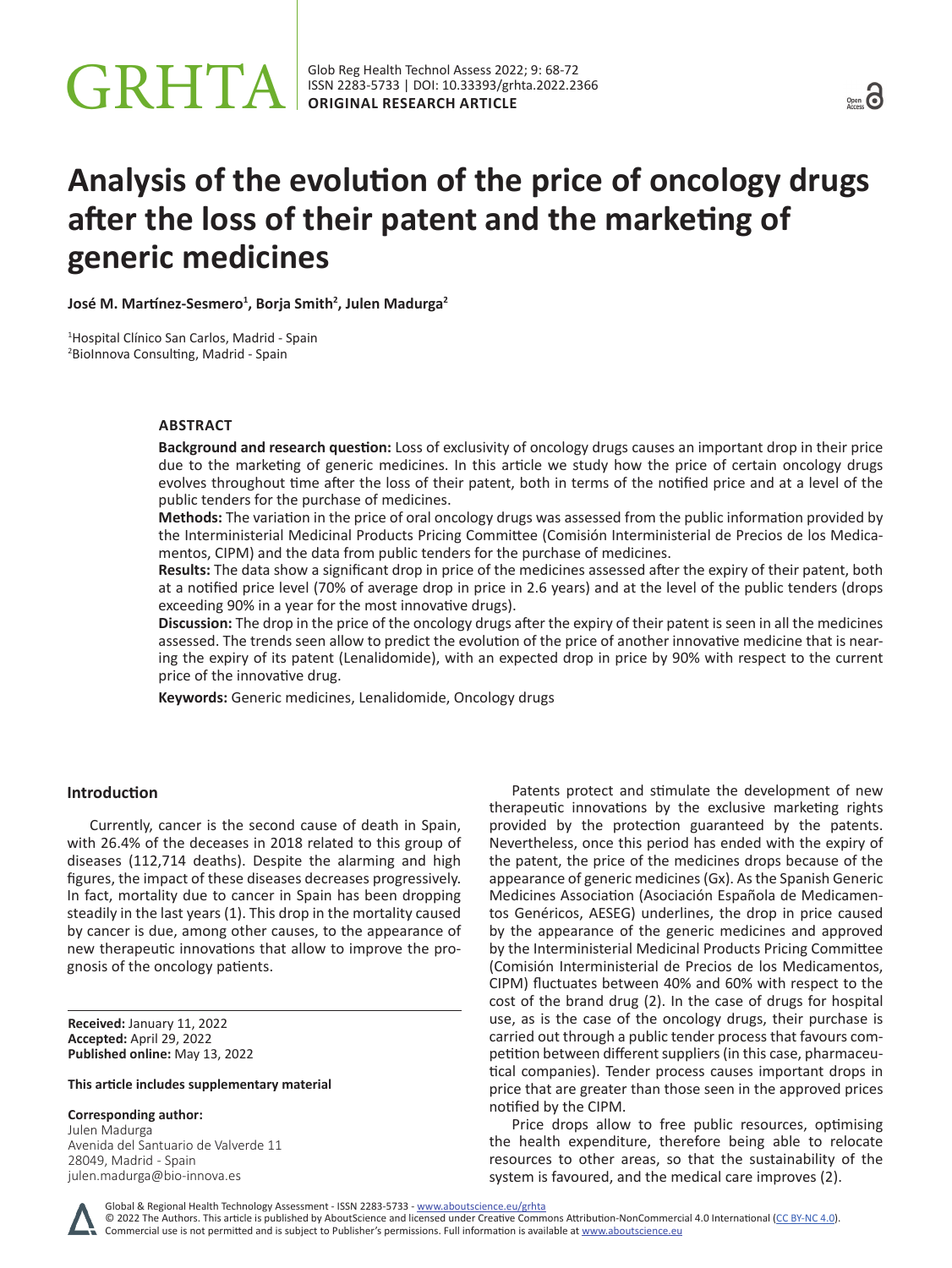# Analysis of the evolution of the price of oncology drugs after the loss of their patent and the marketing of generic medicines

**José M. Martínez-Sesmero[1], Borja Smith[2], Julen Madurga[2]**

[1]Hospital Clínico San Carlos, Madrid - Spain
[2]BioInnova Consulting, Madrid - Spain

## ABSTRACT

**Background and research question:** Loss of exclusivity of oncology drugs causes an important drop in their price due to the marketing of generic medicines. In this article we study how the price of certain oncology drugs evolves throughout time after the loss of their patent, both in terms of the notified price and at a level of the public tenders for the purchase of medicines.

**Methods:** The variation in the price of oral oncology drugs was assessed from the public information provided by the Interministerial Medicinal Products Pricing Committee (Comisión Interministerial de Precios de los Medicamentos, CIPM) and the data from public tenders for the purchase of medicines.

**Results:** The data show a significant drop in price of the medicines assessed after the expiry of their patent, both at a notified price level (70% of average drop in price in 2.6 years) and at the level of the public tenders (drops exceeding 90% in a year for the most innovative drugs).

**Discussion:** The drop in the price of the oncology drugs after the expiry of their patent is seen in all the medicines assessed. The trends seen allow to predict the evolution of the price of another innovative medicine that is nearing the expiry of its patent (Lenalidomide), with an expected drop in price by 90% with respect to the current price of the innovative drug.

**Keywords:** Generic medicines, Lenalidomide, Oncology drugs

## Introduction

Currently, cancer is the second cause of death in Spain, with 26.4% of the deceases in 2018 related to this group of diseases (112,714 deaths). Despite the alarming and high figures, the impact of these diseases decreases progressively. In fact, mortality due to cancer in Spain has been dropping steadily in the last years (1). This drop in the mortality caused by cancer is due, among other causes, to the appearance of new therapeutic innovations that allow to improve the prognosis of the oncology patients.

**Received:** January 11, 2022
**Accepted:** April 29, 2022
**Published online:** May 13, 2022

**This article includes supplementary material**

**Corresponding author:**
Julen Madurga
Avenida del Santuario de Valverde 11
28049, Madrid - Spain
julen.madurga@bio-innova.es

Patents protect and stimulate the development of new therapeutic innovations by the exclusive marketing rights provided by the protection guaranteed by the patents. Nevertheless, once this period has ended with the expiry of the patent, the price of the medicines drops because of the appearance of generic medicines (Gx). As the Spanish Generic Medicines Association (Asociación Española de Medicamentos Genéricos, AESEG) underlines, the drop in price caused by the appearance of the generic medicines and approved by the Interministerial Medicinal Products Pricing Committee (Comisión Interministerial de Precios de los Medicamentos, CIPM) fluctuates between 40% and 60% with respect to the cost of the brand drug (2). In the case of drugs for hospital use, as is the case of the oncology drugs, their purchase is carried out through a public tender process that favours competition between different suppliers (in this case, pharmaceutical companies). Tender process causes important drops in price that are greater than those seen in the approved prices notified by the CIPM.

Price drops allow to free public resources, optimising the health expenditure, therefore being able to relocate resources to other areas, so that the sustainability of the system is favoured, and the medical care improves (2).

Global & Regional Health Technology Assessment - ISSN 2283-5733 - www.aboutscience.eu/grhta
© 2022 The Authors. This article is published by AboutScience and licensed under Creative Commons Attribution-NonCommercial 4.0 International (CC BY-NC 4.0).
Commercial use is not permitted and is subject to Publisher's permissions. Full information is available at www.aboutscience.eu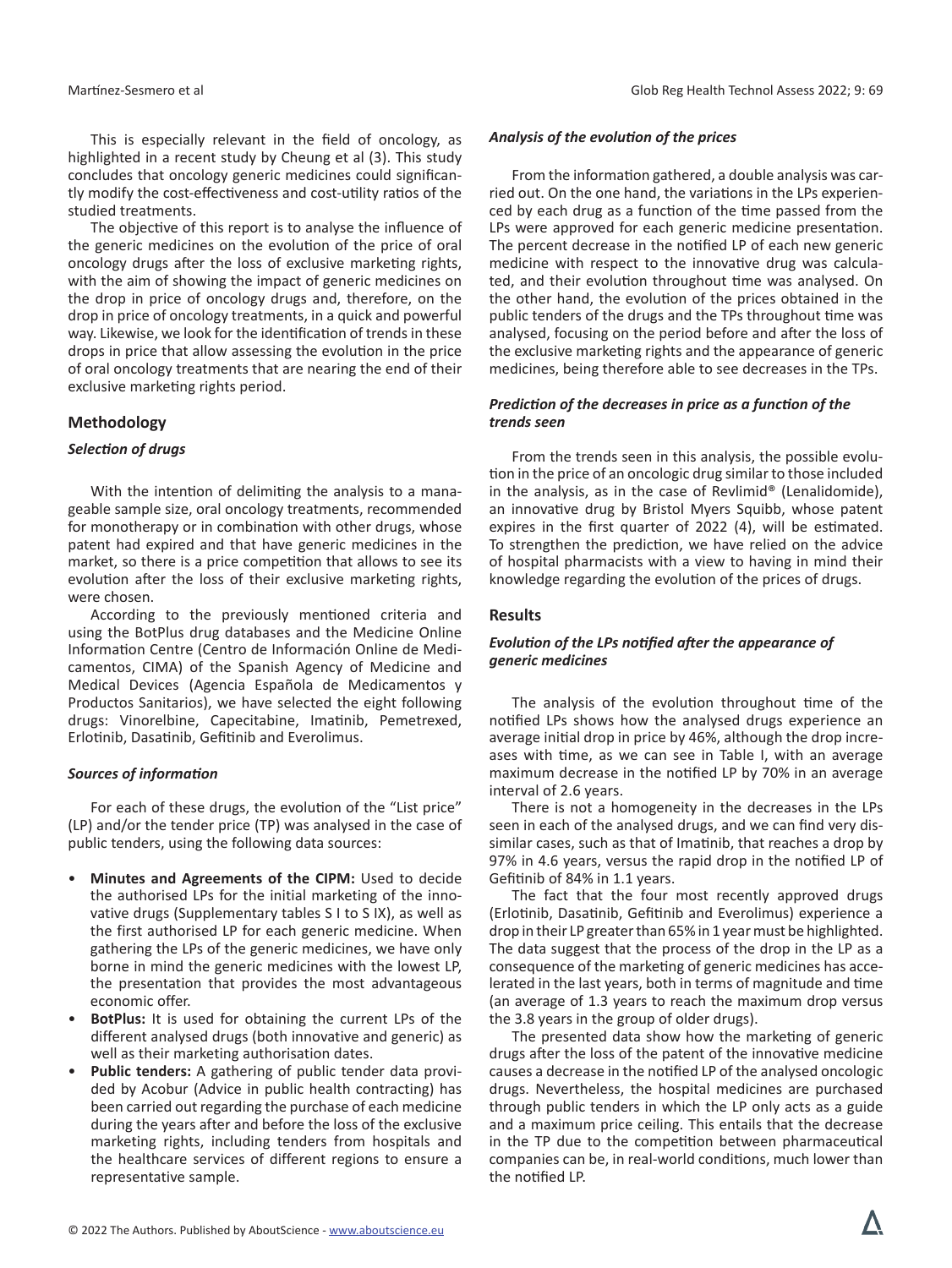This is especially relevant in the field of oncology, as highlighted in a recent study by Cheung et al (3). This study concludes that oncology generic medicines could significantly modify the cost-effectiveness and cost-utility ratios of the studied treatments.

The objective of this report is to analyse the influence of the generic medicines on the evolution of the price of oral oncology drugs after the loss of exclusive marketing rights, with the aim of showing the impact of generic medicines on the drop in price of oncology drugs and, therefore, on the drop in price of oncology treatments, in a quick and powerful way. Likewise, we look for the identification of trends in these drops in price that allow assessing the evolution in the price of oral oncology treatments that are nearing the end of their exclusive marketing rights period.

## Methodology

### *Selection of drugs*

With the intention of delimiting the analysis to a manageable sample size, oral oncology treatments, recommended for monotherapy or in combination with other drugs, whose patent had expired and that have generic medicines in the market, so there is a price competition that allows to see its evolution after the loss of their exclusive marketing rights, were chosen.

According to the previously mentioned criteria and using the BotPlus drug databases and the Medicine Online Information Centre (Centro de Información Online de Medicamentos, CIMA) of the Spanish Agency of Medicine and Medical Devices (Agencia Española de Medicamentos y Productos Sanitarios), we have selected the eight following drugs: Vinorelbine, Capecitabine, Imatinib, Pemetrexed, Erlotinib, Dasatinib, Gefitinib and Everolimus.

### *Sources of information*

For each of these drugs, the evolution of the "List price" (LP) and/or the tender price (TP) was analysed in the case of public tenders, using the following data sources:

- **Minutes and Agreements of the CIPM:** Used to decide the authorised LPs for the initial marketing of the innovative drugs (Supplementary tables S I to S IX), as well as the first authorised LP for each generic medicine. When gathering the LPs of the generic medicines, we have only borne in mind the generic medicines with the lowest LP, the presentation that provides the most advantageous economic offer.
- **BotPlus:** It is used for obtaining the current LPs of the different analysed drugs (both innovative and generic) as well as their marketing authorisation dates.
- **Public tenders:** A gathering of public tender data provided by Acobur (Advice in public health contracting) has been carried out regarding the purchase of each medicine during the years after and before the loss of the exclusive marketing rights, including tenders from hospitals and the healthcare services of different regions to ensure a representative sample.

### *Analysis of the evolution of the prices*

From the information gathered, a double analysis was carried out. On the one hand, the variations in the LPs experienced by each drug as a function of the time passed from the LPs were approved for each generic medicine presentation. The percent decrease in the notified LP of each new generic medicine with respect to the innovative drug was calculated, and their evolution throughout time was analysed. On the other hand, the evolution of the prices obtained in the public tenders of the drugs and the TPs throughout time was analysed, focusing on the period before and after the loss of the exclusive marketing rights and the appearance of generic medicines, being therefore able to see decreases in the TPs.

### *Prediction of the decreases in price as a function of the trends seen*

From the trends seen in this analysis, the possible evolution in the price of an oncologic drug similar to those included in the analysis, as in the case of Revlimid® (Lenalidomide), an innovative drug by Bristol Myers Squibb, whose patent expires in the first quarter of 2022 (4), will be estimated. To strengthen the prediction, we have relied on the advice of hospital pharmacists with a view to having in mind their knowledge regarding the evolution of the prices of drugs.

## Results

### *Evolution of the LPs notified after the appearance of generic medicines*

The analysis of the evolution throughout time of the notified LPs shows how the analysed drugs experience an average initial drop in price by 46%, although the drop increases with time, as we can see in Table I, with an average maximum decrease in the notified LP by 70% in an average interval of 2.6 years.

There is not a homogeneity in the decreases in the LPs seen in each of the analysed drugs, and we can find very dissimilar cases, such as that of Imatinib, that reaches a drop by 97% in 4.6 years, versus the rapid drop in the notified LP of Gefitinib of 84% in 1.1 years.

The fact that the four most recently approved drugs (Erlotinib, Dasatinib, Gefitinib and Everolimus) experience a drop in their LP greater than 65% in 1 year must be highlighted. The data suggest that the process of the drop in the LP as a consequence of the marketing of generic medicines has accelerated in the last years, both in terms of magnitude and time (an average of 1.3 years to reach the maximum drop versus the 3.8 years in the group of older drugs).

The presented data show how the marketing of generic drugs after the loss of the patent of the innovative medicine causes a decrease in the notified LP of the analysed oncologic drugs. Nevertheless, the hospital medicines are purchased through public tenders in which the LP only acts as a guide and a maximum price ceiling. This entails that the decrease in the TP due to the competition between pharmaceutical companies can be, in real-world conditions, much lower than the notified LP.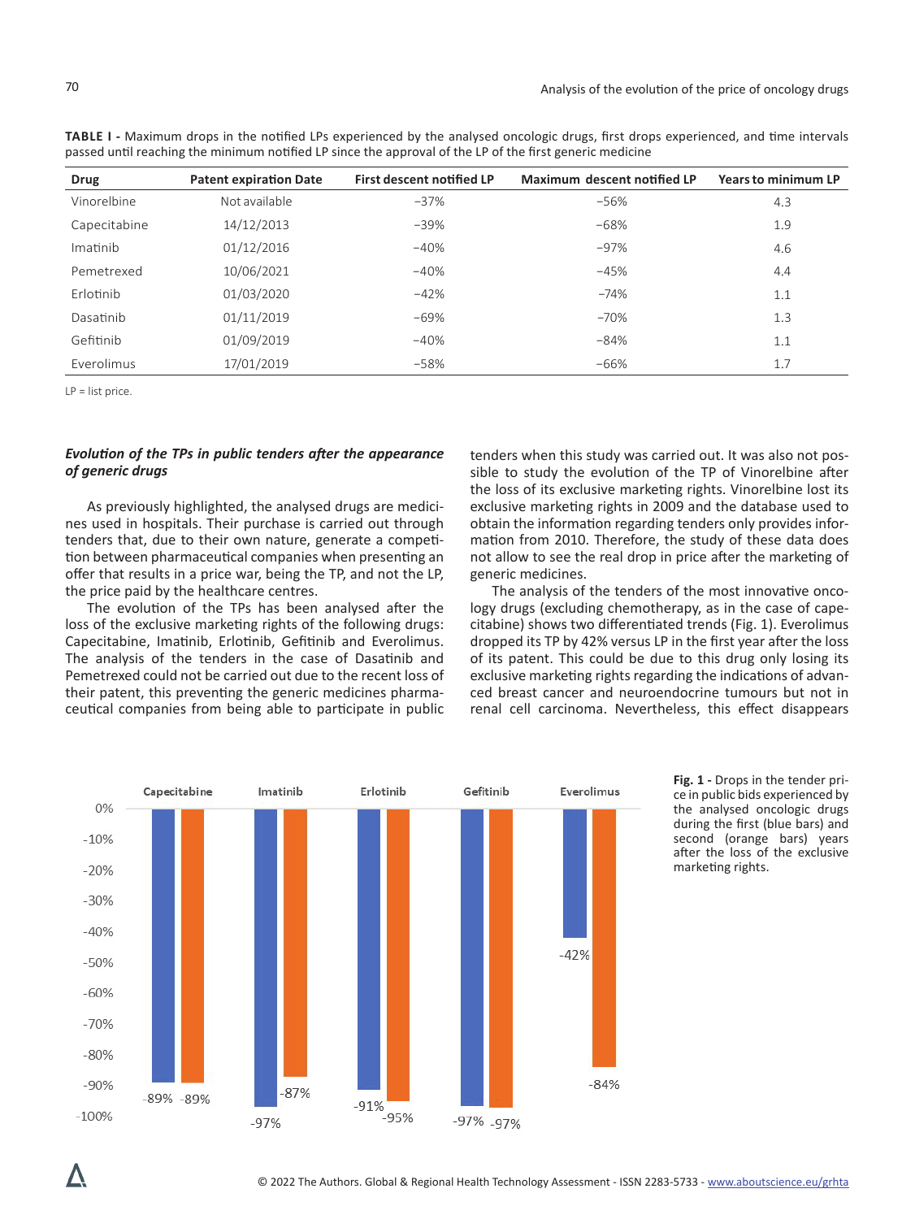**TABLE I -** Maximum drops in the notified LPs experienced by the analysed oncologic drugs, first drops experienced, and time intervals passed until reaching the minimum notified LP since the approval of the LP of the first generic medicine

| Drug | Patent expiration Date | First descent notified LP | Maximum descent notified LP | Years to minimum LP |
|---|---|---|---|---|
| Vinorelbine | Not available | −37% | −56% | 4.3 |
| Capecitabine | 14/12/2013 | −39% | −68% | 1.9 |
| Imatinib | 01/12/2016 | −40% | −97% | 4.6 |
| Pemetrexed | 10/06/2021 | −40% | −45% | 4.4 |
| Erlotinib | 01/03/2020 | −42% | −74% | 1.1 |
| Dasatinib | 01/11/2019 | −69% | −70% | 1.3 |
| Gefitinib | 01/09/2019 | −40% | −84% | 1.1 |
| Everolimus | 17/01/2019 | −58% | −66% | 1.7 |

LP = list price.

### *Evolution of the TPs in public tenders after the appearance of generic drugs*

As previously highlighted, the analysed drugs are medicines used in hospitals. Their purchase is carried out through tenders that, due to their own nature, generate a competition between pharmaceutical companies when presenting an offer that results in a price war, being the TP, and not the LP, the price paid by the healthcare centres.

The evolution of the TPs has been analysed after the loss of the exclusive marketing rights of the following drugs: Capecitabine, Imatinib, Erlotinib, Gefitinib and Everolimus. The analysis of the tenders in the case of Dasatinib and Pemetrexed could not be carried out due to the recent loss of their patent, this preventing the generic medicines pharmaceutical companies from being able to participate in public tenders when this study was carried out. It was also not possible to study the evolution of the TP of Vinorelbine after the loss of its exclusive marketing rights. Vinorelbine lost its exclusive marketing rights in 2009 and the database used to obtain the information regarding tenders only provides information from 2010. Therefore, the study of these data does not allow to see the real drop in price after the marketing of generic medicines.

The analysis of the tenders of the most innovative oncology drugs (excluding chemotherapy, as in the case of capecitabine) shows two differentiated trends (Fig. 1). Everolimus dropped its TP by 42% versus LP in the first year after the loss of its patent. This could be due to this drug only losing its exclusive marketing rights regarding the indications of advanced breast cancer and neuroendocrine tumours but not in renal cell carcinoma. Nevertheless, this effect disappears

**Fig. 1 -** Drops in the tender price in public bids experienced by the analysed oncologic drugs during the first (blue bars) and second (orange bars) years after the loss of the exclusive marketing rights.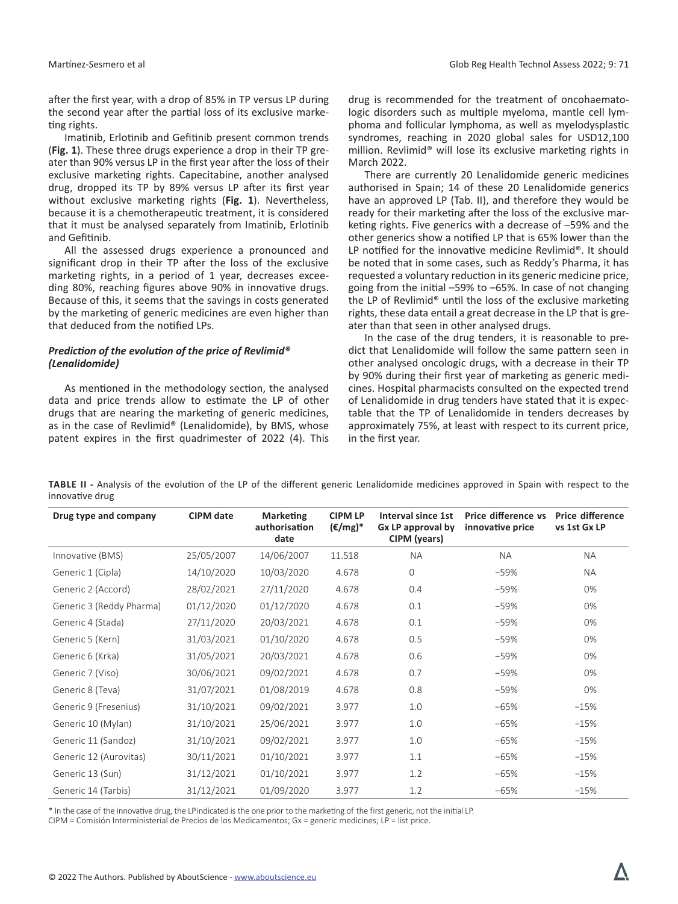after the first year, with a drop of 85% in TP versus LP during the second year after the partial loss of its exclusive marketing rights.

Imatinib, Erlotinib and Gefitinib present common trends (**Fig. 1**). These three drugs experience a drop in their TP greater than 90% versus LP in the first year after the loss of their exclusive marketing rights. Capecitabine, another analysed drug, dropped its TP by 89% versus LP after its first year without exclusive marketing rights (**Fig. 1**). Nevertheless, because it is a chemotherapeutic treatment, it is considered that it must be analysed separately from Imatinib, Erlotinib and Gefitinib.

All the assessed drugs experience a pronounced and significant drop in their TP after the loss of the exclusive marketing rights, in a period of 1 year, decreases exceeding 80%, reaching figures above 90% in innovative drugs. Because of this, it seems that the savings in costs generated by the marketing of generic medicines are even higher than that deduced from the notified LPs.

### *Prediction of the evolution of the price of Revlimid® (Lenalidomide)*

As mentioned in the methodology section, the analysed data and price trends allow to estimate the LP of other drugs that are nearing the marketing of generic medicines, as in the case of Revlimid® (Lenalidomide), by BMS, whose patent expires in the first quadrimester of 2022 (4). This drug is recommended for the treatment of oncohaematologic disorders such as multiple myeloma, mantle cell lymphoma and follicular lymphoma, as well as myelodysplastic syndromes, reaching in 2020 global sales for USD12,100 million. Revlimid® will lose its exclusive marketing rights in March 2022.

There are currently 20 Lenalidomide generic medicines authorised in Spain; 14 of these 20 Lenalidomide generics have an approved LP (Tab. II), and therefore they would be ready for their marketing after the loss of the exclusive marketing rights. Five generics with a decrease of –59% and the other generics show a notified LP that is 65% lower than the LP notified for the innovative medicine Revlimid®. It should be noted that in some cases, such as Reddy's Pharma, it has requested a voluntary reduction in its generic medicine price, going from the initial –59% to –65%. In case of not changing the LP of Revlimid® until the loss of the exclusive marketing rights, these data entail a great decrease in the LP that is greater than that seen in other analysed drugs.

In the case of the drug tenders, it is reasonable to predict that Lenalidomide will follow the same pattern seen in other analysed oncologic drugs, with a decrease in their TP by 90% during their first year of marketing as generic medicines. Hospital pharmacists consulted on the expected trend of Lenalidomide in drug tenders have stated that it is expectable that the TP of Lenalidomide in tenders decreases by approximately 75%, at least with respect to its current price, in the first year.

**TABLE II -** Analysis of the evolution of the LP of the different generic Lenalidomide medicines approved in Spain with respect to the innovative drug

| Drug type and company | CIPM date | Marketing authorisation date | CIPM LP (€/mg)* | Interval since 1st Gx LP approval by CIPM (years) | Price difference vs innovative price | Price difference vs 1st Gx LP |
|---|---|---|---|---|---|---|
| Innovative (BMS) | 25/05/2007 | 14/06/2007 | 11.518 | NA | NA | NA |
| Generic 1 (Cipla) | 14/10/2020 | 10/03/2020 | 4.678 | 0 | −59% | NA |
| Generic 2 (Accord) | 28/02/2021 | 27/11/2020 | 4.678 | 0.4 | −59% | 0% |
| Generic 3 (Reddy Pharma) | 01/12/2020 | 01/12/2020 | 4.678 | 0.1 | −59% | 0% |
| Generic 4 (Stada) | 27/11/2020 | 20/03/2021 | 4.678 | 0.1 | −59% | 0% |
| Generic 5 (Kern) | 31/03/2021 | 01/10/2020 | 4.678 | 0.5 | −59% | 0% |
| Generic 6 (Krka) | 31/05/2021 | 20/03/2021 | 4.678 | 0.6 | −59% | 0% |
| Generic 7 (Viso) | 30/06/2021 | 09/02/2021 | 4.678 | 0.7 | −59% | 0% |
| Generic 8 (Teva) | 31/07/2021 | 01/08/2019 | 4.678 | 0.8 | −59% | 0% |
| Generic 9 (Fresenius) | 31/10/2021 | 09/02/2021 | 3.977 | 1.0 | −65% | −15% |
| Generic 10 (Mylan) | 31/10/2021 | 25/06/2021 | 3.977 | 1.0 | −65% | −15% |
| Generic 11 (Sandoz) | 31/10/2021 | 09/02/2021 | 3.977 | 1.0 | −65% | −15% |
| Generic 12 (Aurovitas) | 30/11/2021 | 01/10/2021 | 3.977 | 1.1 | −65% | −15% |
| Generic 13 (Sun) | 31/12/2021 | 01/10/2021 | 3.977 | 1.2 | −65% | −15% |
| Generic 14 (Tarbis) | 31/12/2021 | 01/09/2020 | 3.977 | 1.2 | −65% | −15% |

\* In the case of the innovative drug, the LP indicated is the one prior to the marketing of the first generic, not the initial LP.
CIPM = Comisión Interministerial de Precios de los Medicamentos; Gx = generic medicines; LP = list price.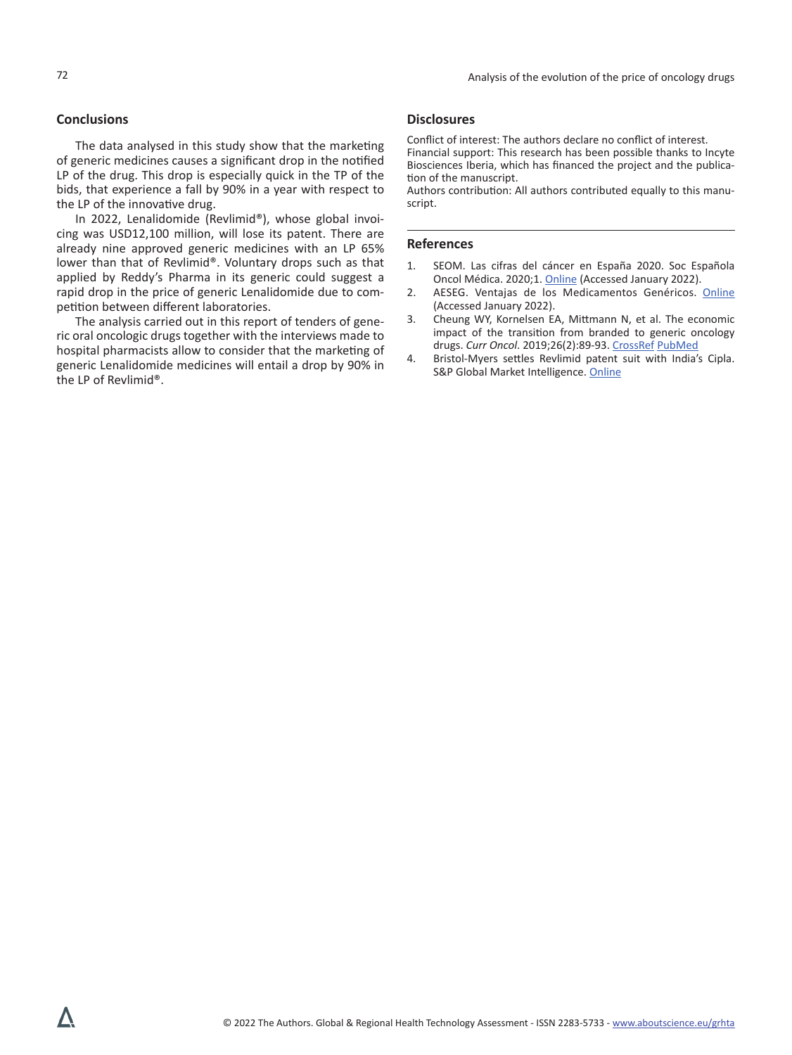## Conclusions

The data analysed in this study show that the marketing of generic medicines causes a significant drop in the notified LP of the drug. This drop is especially quick in the TP of the bids, that experience a fall by 90% in a year with respect to the LP of the innovative drug.

In 2022, Lenalidomide (Revlimid®), whose global invoicing was USD12,100 million, will lose its patent. There are already nine approved generic medicines with an LP 65% lower than that of Revlimid®. Voluntary drops such as that applied by Reddy's Pharma in its generic could suggest a rapid drop in the price of generic Lenalidomide due to competition between different laboratories.

The analysis carried out in this report of tenders of generic oral oncologic drugs together with the interviews made to hospital pharmacists allow to consider that the marketing of generic Lenalidomide medicines will entail a drop by 90% in the LP of Revlimid®.

## Disclosures

Conflict of interest: The authors declare no conflict of interest.
Financial support: This research has been possible thanks to Incyte Biosciences Iberia, which has financed the project and the publication of the manuscript.
Authors contribution: All authors contributed equally to this manuscript.

## References

1. SEOM. Las cifras del cáncer en España 2020. Soc Española Oncol Médica. 2020;1. Online (Accessed January 2022).
2. AESEG. Ventajas de los Medicamentos Genéricos. Online (Accessed January 2022).
3. Cheung WY, Kornelsen EA, Mittmann N, et al. The economic impact of the transition from branded to generic oncology drugs. *Curr Oncol*. 2019;26(2):89-93. CrossRef PubMed
4. Bristol-Myers settles Revlimid patent suit with India's Cipla. S&P Global Market Intelligence. Online